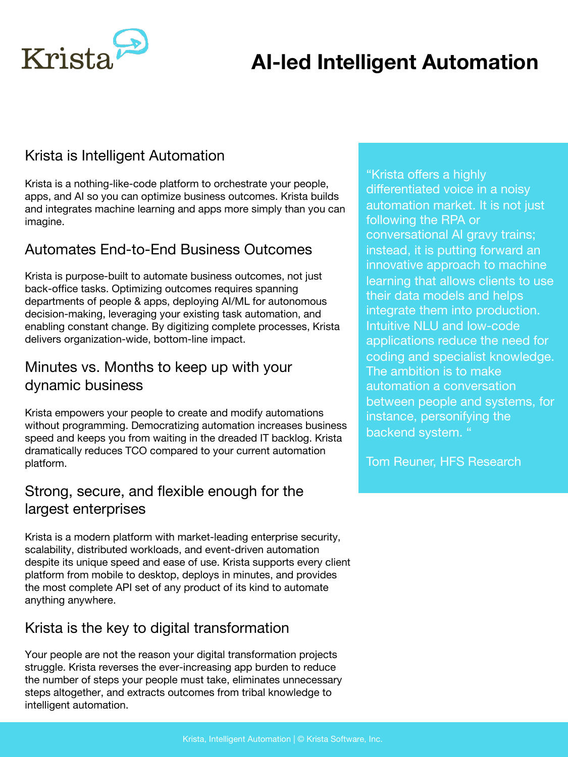Krista

# AI-led Intelligent Automation

## Krista is Intelligent Automation

Krista is a nothing-like-code platform to orchestrate your people, apps, and AI so you can optimize business outcomes. Krista builds and integrates machine learning and apps more simply than you can imagine.

## Automates End-to-End Business Outcomes

Krista is purpose-built to automate business outcomes, not just back-office tasks. Optimizing outcomes requires spanning departments of people & apps, deploying AI/ML for autonomous decision-making, leveraging your existing task automation, and enabling constant change. By digitizing complete processes, Krista delivers organization-wide, bottom-line impact.

## Minutes vs. Months to keep up with your dynamic business

Krista empowers your people to create and modify automations without programming. Democratizing automation increases business speed and keeps you from waiting in the dreaded IT backlog. Krista dramatically reduces TCO compared to your current automation platform.

## Strong, secure, and flexible enough for the largest enterprises

Krista is a modern platform with market-leading enterprise security, scalability, distributed workloads, and event-driven automation despite its unique speed and ease of use. Krista supports every client platform from mobile to desktop, deploys in minutes, and provides the most complete API set of any product of its kind to automate anything anywhere.

## Krista is the key to digital transformation

Your people are not the reason your digital transformation projects struggle. Krista reverses the ever-increasing app burden to reduce the number of steps your people must take, eliminates unnecessary steps altogether, and extracts outcomes from tribal knowledge to intelligent automation.

> "Krista offers a highly differentiated voice in a noisy automation market. It is not just following the RPA or conversational AI gravy trains; instead, it is putting forward an innovative approach to machine learning that allows clients to use their data models and helps integrate them into production. Intuitive NLU and low-code applications reduce the need for coding and specialist knowledge. The ambition is to make automation a conversation between people and systems, for instance, personifying the backend system. "
>
> Tom Reuner, HFS Research

Krista, Intelligent Automation | © Krista Software, Inc.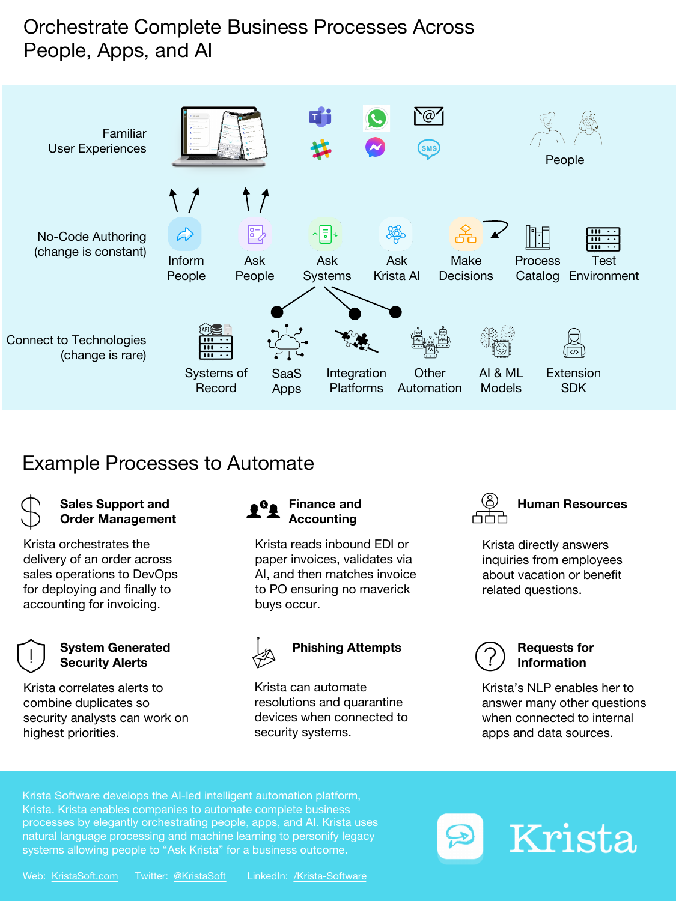# Orchestrate Complete Business Processes Across People, Apps, and AI

Familiar User Experiences

People

No-Code Authoring (change is constant)

Inform People

Ask People

Ask Systems

Ask Krista AI

Make Decisions

Process Catalog

Test Environment

Connect to Technologies (change is rare)

Systems of Record

SaaS Apps

Integration Platforms

Other Automation

AI & ML Models

Extension SDK

## Example Processes to Automate

**Sales Support and Order Management**

Krista orchestrates the delivery of an order across sales operations to DevOps for deploying and finally to accounting for invoicing.

**Finance and Accounting**

Krista reads inbound EDI or paper invoices, validates via AI, and then matches invoice to PO ensuring no maverick buys occur.

**Human Resources**

Krista directly answers inquiries from employees about vacation or benefit related questions.

**System Generated Security Alerts**

Krista correlates alerts to combine duplicates so security analysts can work on highest priorities.

**Phishing Attempts**

Krista can automate resolutions and quarantine devices when connected to security systems.

**Requests for Information**

Krista's NLP enables her to answer many other questions when connected to internal apps and data sources.

Krista Software develops the AI-led intelligent automation platform, Krista. Krista enables companies to automate complete business processes by elegantly orchestrating people, apps, and AI. Krista uses natural language processing and machine learning to personify legacy systems allowing people to "Ask Krista" for a business outcome.

Krista

Web: KristaSoft.com   Twitter: @KristaSoft   LinkedIn: /Krista-Software